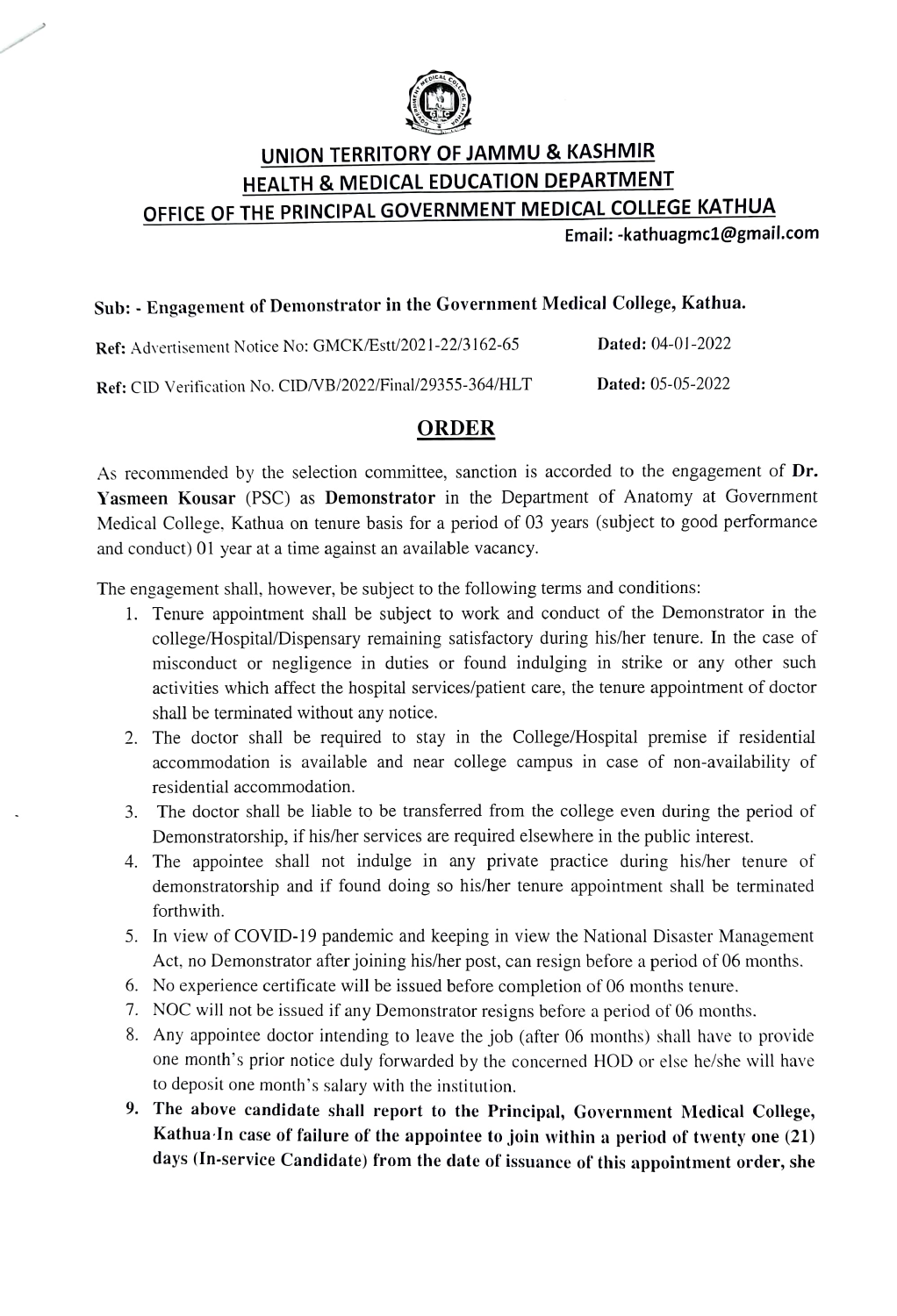# UNION TERRITORY OF JAMMU & KASHMIR
## HEALTH & MEDICAL EDUCATION DEPARTMENT
## OFFICE OF THE PRINCIPAL GOVERNMENT MEDICAL COLLEGE KATHUA

**Email: -kathuagmc1@gmail.com**

**Sub: - Engagement of Demonstrator in the Government Medical College, Kathua.**

**Ref:** Advertisement Notice No: GMCK/Estt/2021-22/3162-65 **Dated:** 04-01-2022

**Ref:** CID Verification No. CID/VB/2022/Final/29355-364/HLT **Dated:** 05-05-2022

## ORDER

As recommended by the selection committee, sanction is accorded to the engagement of **Dr. Yasmeen Kousar** (PSC) as **Demonstrator** in the Department of Anatomy at Government Medical College, Kathua on tenure basis for a period of 03 years (subject to good performance and conduct) 01 year at a time against an available vacancy.

The engagement shall, however, be subject to the following terms and conditions:

1. Tenure appointment shall be subject to work and conduct of the Demonstrator in the college/Hospital/Dispensary remaining satisfactory during his/her tenure. In the case of misconduct or negligence in duties or found indulging in strike or any other such activities which affect the hospital services/patient care, the tenure appointment of doctor shall be terminated without any notice.
2. The doctor shall be required to stay in the College/Hospital premise if residential accommodation is available and near college campus in case of non-availability of residential accommodation.
3. The doctor shall be liable to be transferred from the college even during the period of Demonstratorship, if his/her services are required elsewhere in the public interest.
4. The appointee shall not indulge in any private practice during his/her tenure of demonstratorship and if found doing so his/her tenure appointment shall be terminated forthwith.
5. In view of COVID-19 pandemic and keeping in view the National Disaster Management Act, no Demonstrator after joining his/her post, can resign before a period of 06 months.
6. No experience certificate will be issued before completion of 06 months tenure.
7. NOC will not be issued if any Demonstrator resigns before a period of 06 months.
8. Any appointee doctor intending to leave the job (after 06 months) shall have to provide one month's prior notice duly forwarded by the concerned HOD or else he/she will have to deposit one month's salary with the institution.
9. **The above candidate shall report to the Principal, Government Medical College, Kathua In case of failure of the appointee to join within a period of twenty one (21) days (In-service Candidate) from the date of issuance of this appointment order, she**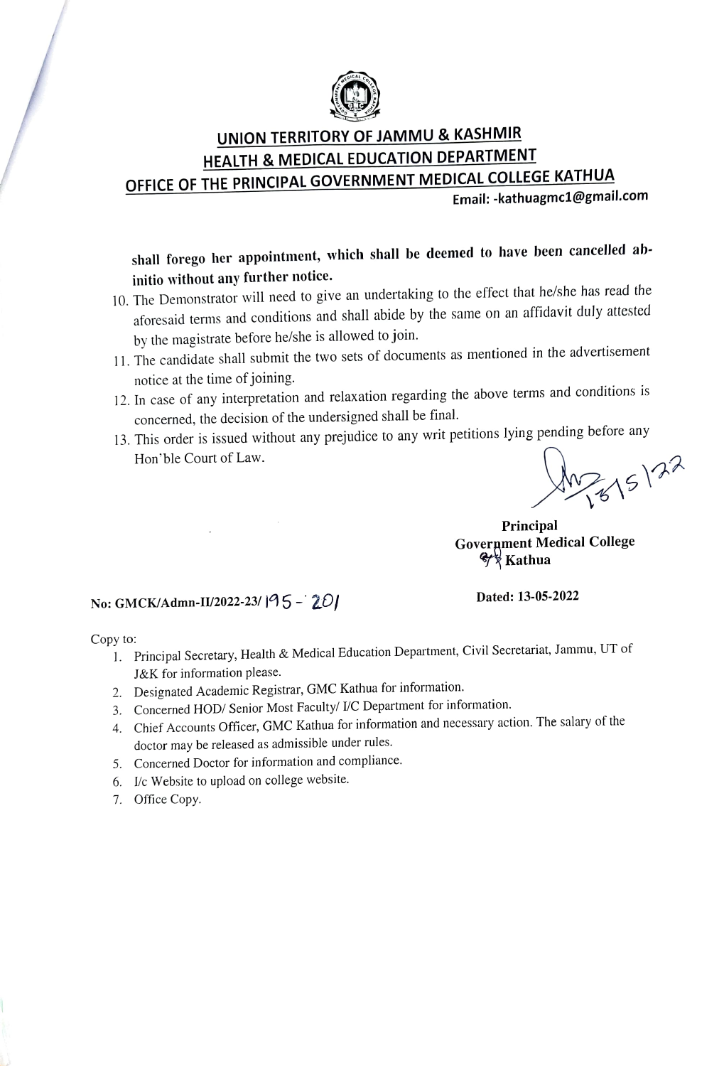## UNION TERRITORY OF JAMMU & KASHMIR
## HEALTH & MEDICAL EDUCATION DEPARTMENT
## OFFICE OF THE PRINCIPAL GOVERNMENT MEDICAL COLLEGE KATHUA

Email: -kathuagmc1@gmail.com

**shall forego her appointment, which shall be deemed to have been cancelled ab-initio without any further notice.**

10. The Demonstrator will need to give an undertaking to the effect that he/she has read the aforesaid terms and conditions and shall abide by the same on an affidavit duly attested by the magistrate before he/she is allowed to join.
11. The candidate shall submit the two sets of documents as mentioned in the advertisement notice at the time of joining.
12. In case of any interpretation and relaxation regarding the above terms and conditions is concerned, the decision of the undersigned shall be final.
13. This order is issued without any prejudice to any writ petitions lying pending before any Hon'ble Court of Law.

13/5/22

**Principal**
**Government Medical College**
**Kathua**

**No: GMCK/Admn-II/2022-23/** 195 - 201

**Dated: 13-05-2022**

Copy to:

1. Principal Secretary, Health & Medical Education Department, Civil Secretariat, Jammu, UT of J&K for information please.
2. Designated Academic Registrar, GMC Kathua for information.
3. Concerned HOD/ Senior Most Faculty/ I/C Department for information.
4. Chief Accounts Officer, GMC Kathua for information and necessary action. The salary of the doctor may be released as admissible under rules.
5. Concerned Doctor for information and compliance.
6. I/c Website to upload on college website.
7. Office Copy.